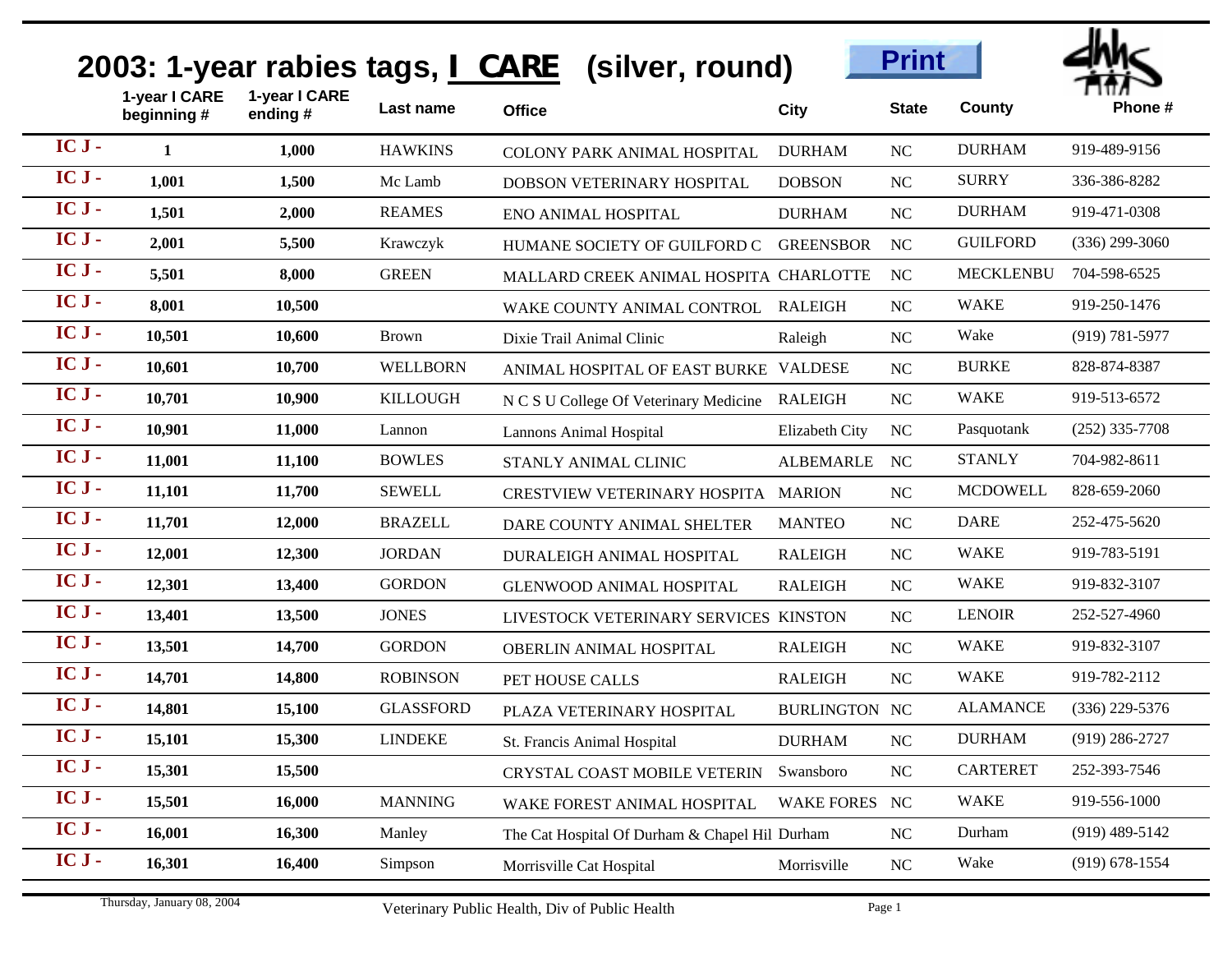# 2003: 1-year rabies tags, I CARE (silver, round)

| | 1-year I CARE beginning # | 1-year I CARE ending # | Last name | Office | City | State | County | Phone # |
|---|---|---|---|---|---|---|---|---|
| IC J - | 1 | 1,000 | HAWKINS | COLONY PARK ANIMAL HOSPITAL | DURHAM | NC | DURHAM | 919-489-9156 |
| IC J - | 1,001 | 1,500 | Mc Lamb | DOBSON VETERINARY HOSPITAL | DOBSON | NC | SURRY | 336-386-8282 |
| IC J - | 1,501 | 2,000 | REAMES | ENO ANIMAL HOSPITAL | DURHAM | NC | DURHAM | 919-471-0308 |
| IC J - | 2,001 | 5,500 | Krawczyk | HUMANE SOCIETY OF GUILFORD C | GREENSBOR | NC | GUILFORD | (336) 299-3060 |
| IC J - | 5,501 | 8,000 | GREEN | MALLARD CREEK ANIMAL HOSPITA | CHARLOTTE | NC | MECKLENBU | 704-598-6525 |
| IC J - | 8,001 | 10,500 | | WAKE COUNTY ANIMAL CONTROL | RALEIGH | NC | WAKE | 919-250-1476 |
| IC J - | 10,501 | 10,600 | Brown | Dixie Trail Animal Clinic | Raleigh | NC | Wake | (919) 781-5977 |
| IC J - | 10,601 | 10,700 | WELLBORN | ANIMAL HOSPITAL OF EAST BURKE | VALDESE | NC | BURKE | 828-874-8387 |
| IC J - | 10,701 | 10,900 | KILLOUGH | N C S U College Of Veterinary Medicine | RALEIGH | NC | WAKE | 919-513-6572 |
| IC J - | 10,901 | 11,000 | Lannon | Lannons Animal Hospital | Elizabeth City | NC | Pasquotank | (252) 335-7708 |
| IC J - | 11,001 | 11,100 | BOWLES | STANLY ANIMAL CLINIC | ALBEMARLE | NC | STANLY | 704-982-8611 |
| IC J - | 11,101 | 11,700 | SEWELL | CRESTVIEW VETERINARY HOSPITA | MARION | NC | MCDOWELL | 828-659-2060 |
| IC J - | 11,701 | 12,000 | BRAZELL | DARE COUNTY ANIMAL SHELTER | MANTEO | NC | DARE | 252-475-5620 |
| IC J - | 12,001 | 12,300 | JORDAN | DURALEIGH ANIMAL HOSPITAL | RALEIGH | NC | WAKE | 919-783-5191 |
| IC J - | 12,301 | 13,400 | GORDON | GLENWOOD ANIMAL HOSPITAL | RALEIGH | NC | WAKE | 919-832-3107 |
| IC J - | 13,401 | 13,500 | JONES | LIVESTOCK VETERINARY SERVICES | KINSTON | NC | LENOIR | 252-527-4960 |
| IC J - | 13,501 | 14,700 | GORDON | OBERLIN ANIMAL HOSPITAL | RALEIGH | NC | WAKE | 919-832-3107 |
| IC J - | 14,701 | 14,800 | ROBINSON | PET HOUSE CALLS | RALEIGH | NC | WAKE | 919-782-2112 |
| IC J - | 14,801 | 15,100 | GLASSFORD | PLAZA VETERINARY HOSPITAL | BURLINGTON | NC | ALAMANCE | (336) 229-5376 |
| IC J - | 15,101 | 15,300 | LINDEKE | St. Francis Animal Hospital | DURHAM | NC | DURHAM | (919) 286-2727 |
| IC J - | 15,301 | 15,500 | | CRYSTAL COAST MOBILE VETERIN | Swansboro | NC | CARTERET | 252-393-7546 |
| IC J - | 15,501 | 16,000 | MANNING | WAKE FOREST ANIMAL HOSPITAL | WAKE FORES | NC | WAKE | 919-556-1000 |
| IC J - | 16,001 | 16,300 | Manley | The Cat Hospital Of Durham & Chapel Hil | Durham | NC | Durham | (919) 489-5142 |
| IC J - | 16,301 | 16,400 | Simpson | Morrisville Cat Hospital | Morrisville | NC | Wake | (919) 678-1554 |

Thursday, January 08, 2004

Veterinary Public Health, Div of Public Health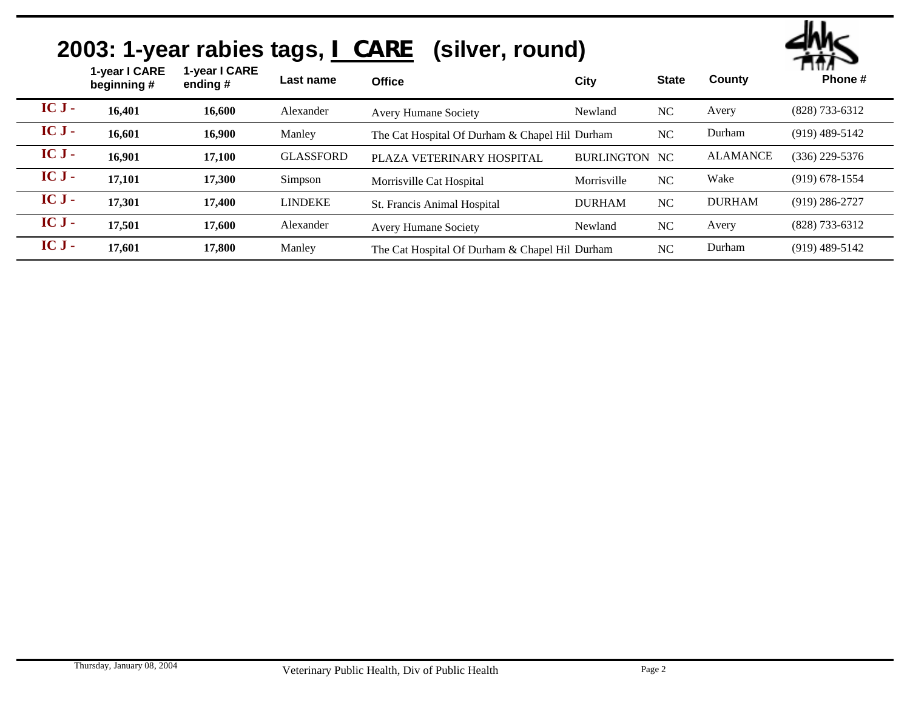# 2003: 1-year rabies tags, I CARE (silver, round)

| | 1-year I CARE beginning # | 1-year I CARE ending # | Last name | Office | City | State | County | Phone # |
|---|---|---|---|---|---|---|---|---|
| IC J - | 16,401 | 16,600 | Alexander | Avery Humane Society | Newland | NC | Avery | (828) 733-6312 |
| IC J - | 16,601 | 16,900 | Manley | The Cat Hospital Of Durham & Chapel Hil | Durham | NC | Durham | (919) 489-5142 |
| IC J - | 16,901 | 17,100 | GLASSFORD | PLAZA VETERINARY HOSPITAL | BURLINGTON | NC | ALAMANCE | (336) 229-5376 |
| IC J - | 17,101 | 17,300 | Simpson | Morrisville Cat Hospital | Morrisville | NC | Wake | (919) 678-1554 |
| IC J - | 17,301 | 17,400 | LINDEKE | St. Francis Animal Hospital | DURHAM | NC | DURHAM | (919) 286-2727 |
| IC J - | 17,501 | 17,600 | Alexander | Avery Humane Society | Newland | NC | Avery | (828) 733-6312 |
| IC J - | 17,601 | 17,800 | Manley | The Cat Hospital Of Durham & Chapel Hil | Durham | NC | Durham | (919) 489-5142 |

Thursday, January 08, 2004

Veterinary Public Health, Div of Public Health